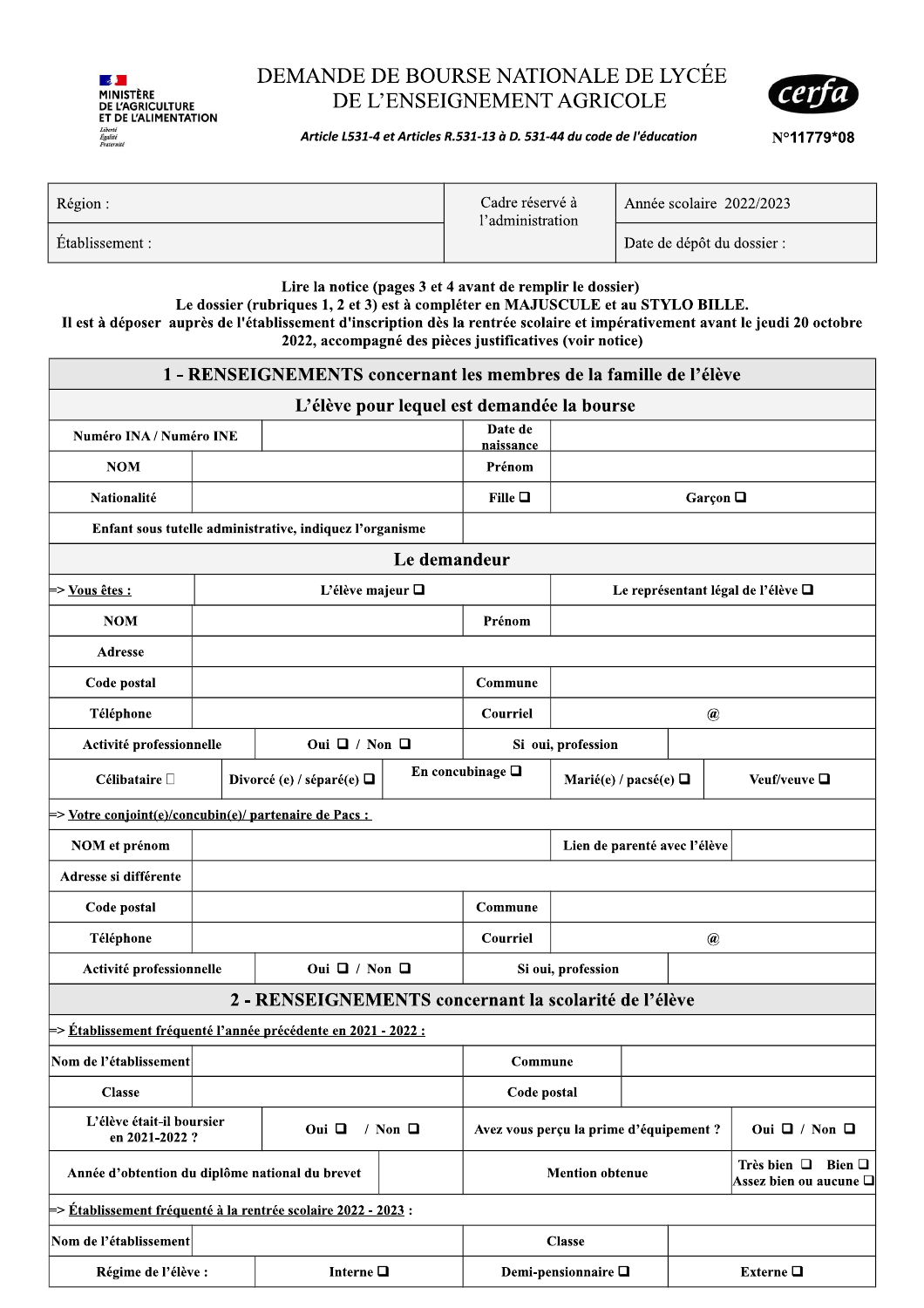MINISTÈRE DE L'AGRICULTURE ET DE L'ALIMENTATION
*Liberté Égalité Fraternité*

# DEMANDE DE BOURSE NATIONALE DE LYCÉE DE L'ENSEIGNEMENT AGRICOLE

***Article L531-4 et Articles R.531-13 à D. 531-44 du code de l'éducation***

cerfa

**N°11779*08**

| Région : | Cadre réservé à l'administration | Année scolaire 2022/2023 |
|---|---|---|
| Établissement : | | Date de dépôt du dossier : |

**Lire la notice (pages 3 et 4 avant de remplir le dossier)**
**Le dossier (rubriques 1, 2 et 3) est à compléter en MAJUSCULE et au STYLO BILLE.**
**Il est à déposer auprès de l'établissement d'inscription dès la rentrée scolaire et impérativement avant le jeudi 20 octobre 2022, accompagné des pièces justificatives (voir notice)**

## 1 - RENSEIGNEMENTS concernant les membres de la famille de l'élève

### L'élève pour lequel est demandée la bourse

| | | | |
|---|---|---|---|
| **Numéro INA / Numéro INE** | | **Date de naissance** | |
| **NOM** | | **Prénom** | |
| **Nationalité** | | **Fille** ❑ | **Garçon** ❑ |
| **Enfant sous tutelle administrative, indiquez l'organisme** | | | |

### Le demandeur

| | | | | |
|---|---|---|---|---|
| => Vous êtes : | **L'élève majeur** ❑ | | **Le représentant légal de l'élève** ❑ | |
| **NOM** | | **Prénom** | | |
| **Adresse** | | | | |
| **Code postal** | | **Commune** | | |
| **Téléphone** | | **Courriel** | @ | |
| **Activité professionnelle** | **Oui** ❑ / **Non** ❑ | **Si oui, profession** | | |
| **Célibataire** ☐ | **Divorcé (e) / séparé(e)** ❑ | **En concubinage** ❑ | **Marié(e) / pacsé(e)** ❑ | **Veuf/veuve** ❑ |

=> Votre conjoint(e)/concubin(e)/ partenaire de Pacs :

| | | | |
|---|---|---|---|
| **NOM et prénom** | | **Lien de parenté avec l'élève** | |
| **Adresse si différente** | | | |
| **Code postal** | | **Commune** | |
| **Téléphone** | | **Courriel** | @ |
| **Activité professionnelle** | **Oui** ❑ / **Non** ❑ | **Si oui, profession** | |

## 2 - RENSEIGNEMENTS concernant la scolarité de l'élève

=> Établissement fréquenté l'année précédente en 2021 - 2022 :

| | | | |
|---|---|---|---|
| **Nom de l'établissement** | | **Commune** | |
| **Classe** | | **Code postal** | |
| **L'élève était-il boursier en 2021-2022 ?** | **Oui** ❑ / **Non** ❑ | **Avez vous perçu la prime d'équipement ?** | **Oui** ❑ / **Non** ❑ |
| **Année d'obtention du diplôme national du brevet** | | **Mention obtenue** | **Très bien** ❑ **Bien** ❑ **Assez bien ou aucune** ❑ |

=> Établissement fréquenté à la rentrée scolaire 2022 - 2023 :

| | | | |
|---|---|---|---|
| **Nom de l'établissement** | | **Classe** | |
| **Régime de l'élève :** | **Interne** ❑ | **Demi-pensionnaire** ❑ | **Externe** ❑ |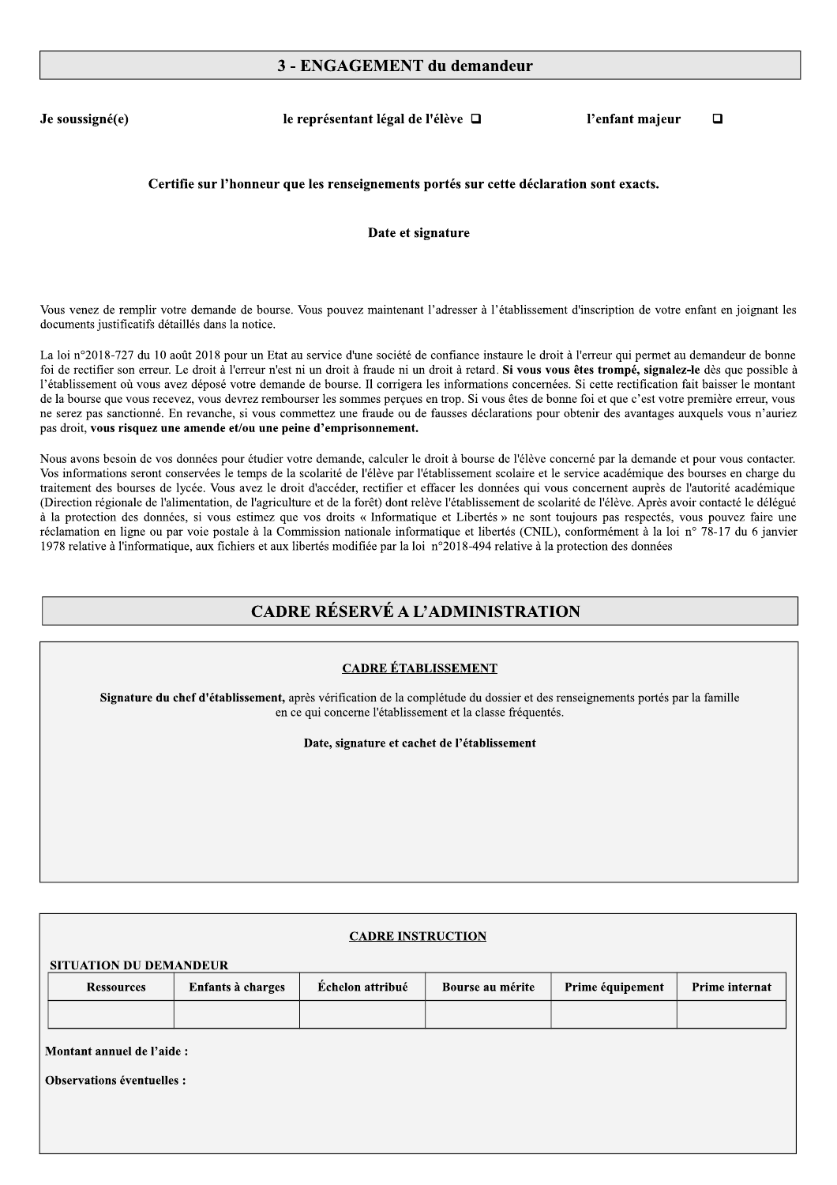## 3 - ENGAGEMENT du demandeur

**Je soussigné(e)** **le représentant légal de l'élève ❑** **l'enfant majeur ❑**

**Certifie sur l'honneur que les renseignements portés sur cette déclaration sont exacts.**

**Date et signature**

Vous venez de remplir votre demande de bourse. Vous pouvez maintenant l'adresser à l'établissement d'inscription de votre enfant en joignant les documents justificatifs détaillés dans la notice.

La loi n°2018-727 du 10 août 2018 pour un Etat au service d'une société de confiance instaure le droit à l'erreur qui permet au demandeur de bonne foi de rectifier son erreur. Le droit à l'erreur n'est ni un droit à fraude ni un droit à retard. **Si vous vous êtes trompé, signalez-le** dès que possible à l'établissement où vous avez déposé votre demande de bourse. Il corrigera les informations concernées. Si cette rectification fait baisser le montant de la bourse que vous recevez, vous devrez rembourser les sommes perçues en trop. Si vous êtes de bonne foi et que c'est votre première erreur, vous ne serez pas sanctionné. En revanche, si vous commettez une fraude ou de fausses déclarations pour obtenir des avantages auxquels vous n'auriez pas droit, **vous risquez une amende et/ou une peine d'emprisonnement.**

Nous avons besoin de vos données pour étudier votre demande, calculer le droit à bourse de l'élève concerné par la demande et pour vous contacter. Vos informations seront conservées le temps de la scolarité de l'élève par l'établissement scolaire et le service académique des bourses en charge du traitement des bourses de lycée. Vous avez le droit d'accéder, rectifier et effacer les données qui vous concernent auprès de l'autorité académique (Direction régionale de l'alimentation, de l'agriculture et de la forêt) dont relève l'établissement de scolarité de l'élève. Après avoir contacté le délégué à la protection des données, si vous estimez que vos droits « Informatique et Libertés » ne sont toujours pas respectés, vous pouvez faire une réclamation en ligne ou par voie postale à la Commission nationale informatique et libertés (CNIL), conformément à la loi n° 78-17 du 6 janvier 1978 relative à l'informatique, aux fichiers et aux libertés modifiée par la loi n°2018-494 relative à la protection des données

## CADRE RÉSERVÉ A L'ADMINISTRATION

### CADRE ÉTABLISSEMENT

**Signature du chef d'établissement,** après vérification de la complétude du dossier et des renseignements portés par la famille en ce qui concerne l'établissement et la classe fréquentés.

**Date, signature et cachet de l'établissement**

### CADRE INSTRUCTION

**SITUATION DU DEMANDEUR**

| Ressources | Enfants à charges | Échelon attribué | Bourse au mérite | Prime équipement | Prime internat |
|---|---|---|---|---|---|
| | | | | | |

**Montant annuel de l'aide :**

**Observations éventuelles :**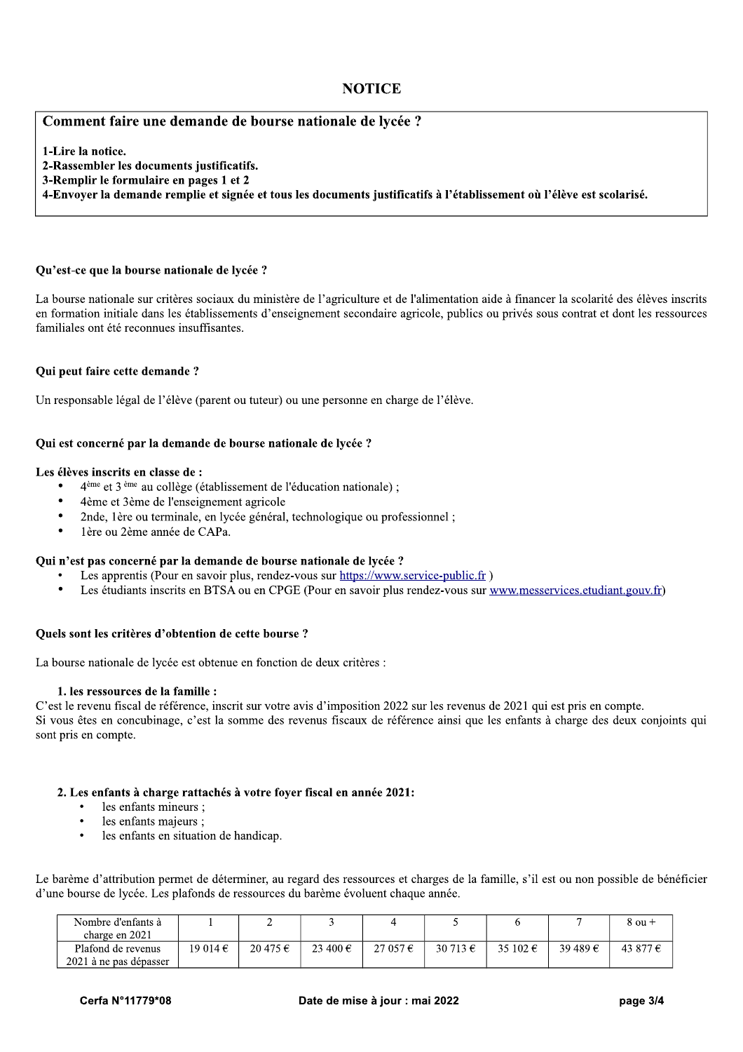# NOTICE

## Comment faire une demande de bourse nationale de lycée ?

**1-Lire la notice.**
**2-Rassembler les documents justificatifs.**
**3-Remplir le formulaire en pages 1 et 2**
**4-Envoyer la demande remplie et signée et tous les documents justificatifs à l'établissement où l'élève est scolarisé.**

### Qu'est-ce que la bourse nationale de lycée ?

La bourse nationale sur critères sociaux du ministère de l'agriculture et de l'alimentation aide à financer la scolarité des élèves inscrits en formation initiale dans les établissements d'enseignement secondaire agricole, publics ou privés sous contrat et dont les ressources familiales ont été reconnues insuffisantes.

### Qui peut faire cette demande ?

Un responsable légal de l'élève (parent ou tuteur) ou une personne en charge de l'élève.

### Qui est concerné par la demande de bourse nationale de lycée ?

**Les élèves inscrits en classe de :**

- 4ème et 3 ème au collège (établissement de l'éducation nationale) ;
- 4ème et 3ème de l'enseignement agricole
- 2nde, 1ère ou terminale, en lycée général, technologique ou professionnel ;
- 1ère ou 2ème année de CAPa.

**Qui n'est pas concerné par la demande de bourse nationale de lycée ?**

- Les apprentis (Pour en savoir plus, rendez-vous sur https://www.service-public.fr )
- Les étudiants inscrits en BTSA ou en CPGE (Pour en savoir plus rendez-vous sur www.messervices.etudiant.gouv.fr)

### Quels sont les critères d'obtention de cette bourse ?

La bourse nationale de lycée est obtenue en fonction de deux critères :

**1. les ressources de la famille :**

C'est le revenu fiscal de référence, inscrit sur votre avis d'imposition 2022 sur les revenus de 2021 qui est pris en compte.
Si vous êtes en concubinage, c'est la somme des revenus fiscaux de référence ainsi que les enfants à charge des deux conjoints qui sont pris en compte.

**2. Les enfants à charge rattachés à votre foyer fiscal en année 2021:**

- les enfants mineurs ;
- les enfants majeurs ;
- les enfants en situation de handicap.

Le barème d'attribution permet de déterminer, au regard des ressources et charges de la famille, s'il est ou non possible de bénéficier d'une bourse de lycée. Les plafonds de ressources du barème évoluent chaque année.

| Nombre d'enfants à charge en 2021 | 1 | 2 | 3 | 4 | 5 | 6 | 7 | 8 ou + |
|---|---|---|---|---|---|---|---|---|
| Plafond de revenus 2021 à ne pas dépasser | 19 014 € | 20 475 € | 23 400 € | 27 057 € | 30 713 € | 35 102 € | 39 489 € | 43 877 € |

Cerfa N°11779*08 — Date de mise à jour : mai 2022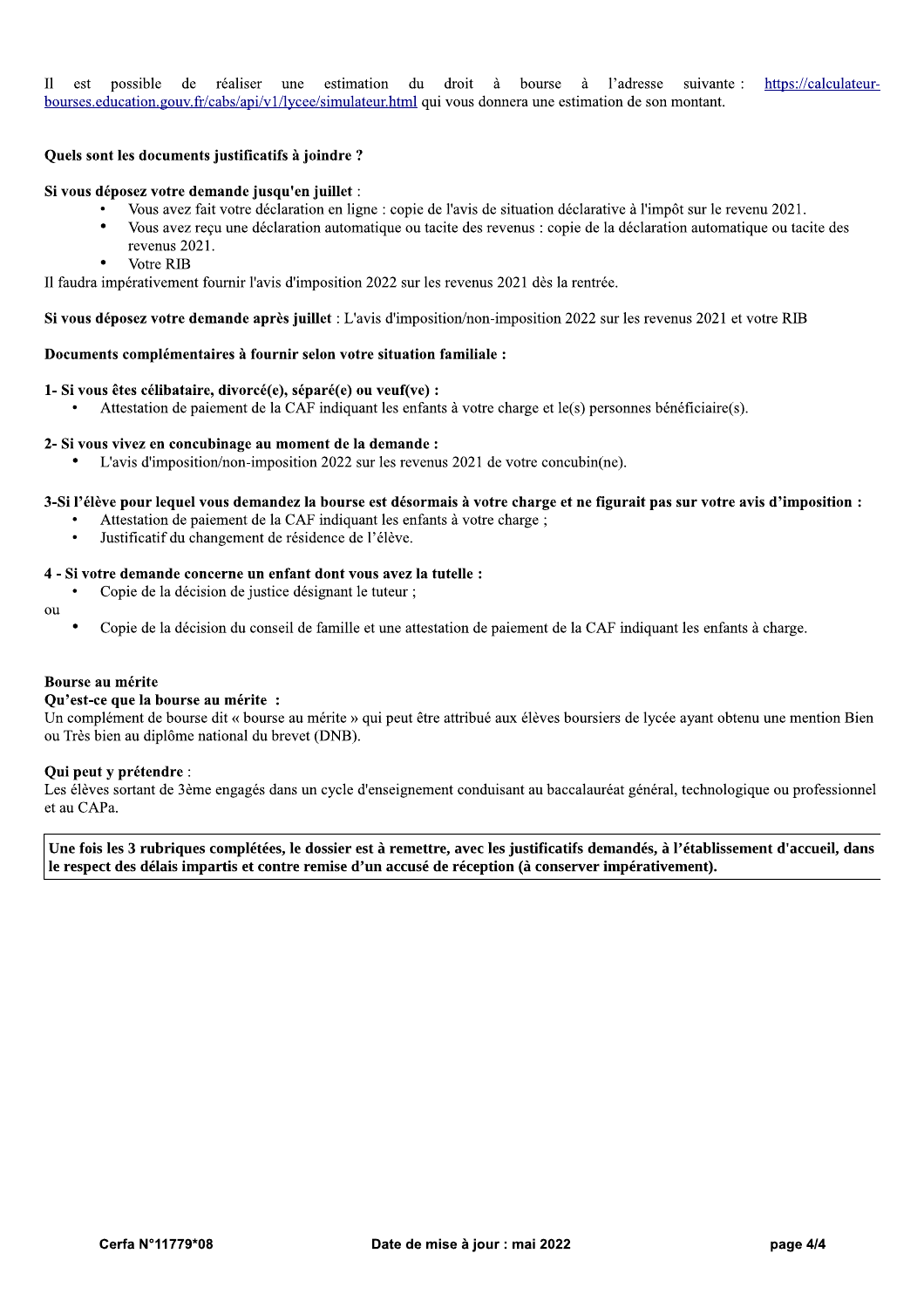Il est possible de réaliser une estimation du droit à bourse à l'adresse suivante : https://calculateur-bourses.education.gouv.fr/cabs/api/v1/lycee/simulateur.html qui vous donnera une estimation de son montant.

**Quels sont les documents justificatifs à joindre ?**

**Si vous déposez votre demande jusqu'en juillet** :

- Vous avez fait votre déclaration en ligne : copie de l'avis de situation déclarative à l'impôt sur le revenu 2021.
- Vous avez reçu une déclaration automatique ou tacite des revenus : copie de la déclaration automatique ou tacite des revenus 2021.
- Votre RIB

Il faudra impérativement fournir l'avis d'imposition 2022 sur les revenus 2021 dès la rentrée.

**Si vous déposez votre demande après juillet** : L'avis d'imposition/non-imposition 2022 sur les revenus 2021 et votre RIB

**Documents complémentaires à fournir selon votre situation familiale :**

**1- Si vous êtes célibataire, divorcé(e), séparé(e) ou veuf(ve) :**

- Attestation de paiement de la CAF indiquant les enfants à votre charge et le(s) personnes bénéficiaire(s).

**2- Si vous vivez en concubinage au moment de la demande :**

- L'avis d'imposition/non-imposition 2022 sur les revenus 2021 de votre concubin(ne).

**3-Si l'élève pour lequel vous demandez la bourse est désormais à votre charge et ne figurait pas sur votre avis d'imposition :**

- Attestation de paiement de la CAF indiquant les enfants à votre charge ;
- Justificatif du changement de résidence de l'élève.

**4 - Si votre demande concerne un enfant dont vous avez la tutelle :**

- Copie de la décision de justice désignant le tuteur ;

ou

- Copie de la décision du conseil de famille et une attestation de paiement de la CAF indiquant les enfants à charge.

**Bourse au mérite**

**Qu'est-ce que la bourse au mérite :**

Un complément de bourse dit « bourse au mérite » qui peut être attribué aux élèves boursiers de lycée ayant obtenu une mention Bien ou Très bien au diplôme national du brevet (DNB).

**Qui peut y prétendre** :

Les élèves sortant de 3ème engagés dans un cycle d'enseignement conduisant au baccalauréat général, technologique ou professionnel et au CAPa.

**Une fois les 3 rubriques complétées, le dossier est à remettre, avec les justificatifs demandés, à l'établissement d'accueil, dans le respect des délais impartis et contre remise d'un accusé de réception (à conserver impérativement).**